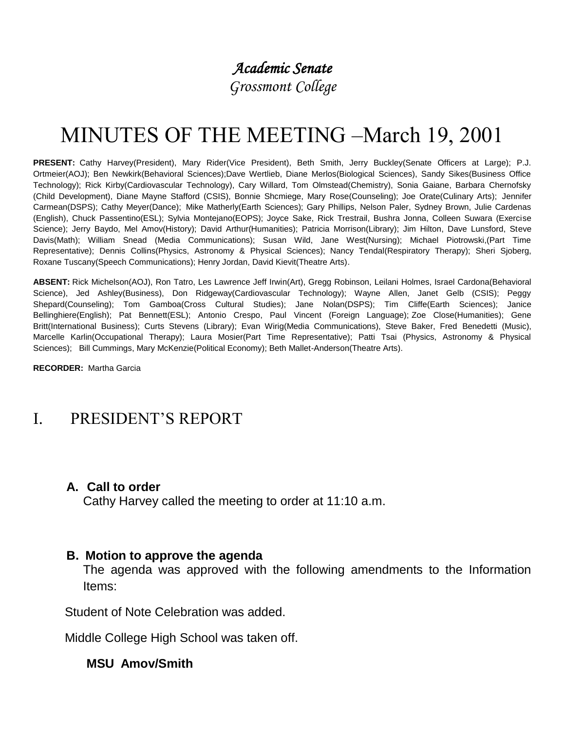*Academic Senate*

*Grossmont College*

# MINUTES OF THE MEETING –March 19, 2001

**PRESENT:** Cathy Harvey(President), Mary Rider(Vice President), Beth Smith, Jerry Buckley(Senate Officers at Large); P.J. Ortmeier(AOJ); Ben Newkirk(Behavioral Sciences);Dave Wertlieb, Diane Merlos(Biological Sciences), Sandy Sikes(Business Office Technology); Rick Kirby(Cardiovascular Technology), Cary Willard, Tom Olmstead(Chemistry), Sonia Gaiane, Barbara Chernofsky (Child Development), Diane Mayne Stafford (CSIS), Bonnie Shcmiege, Mary Rose(Counseling); Joe Orate(Culinary Arts); Jennifer Carmean(DSPS); Cathy Meyer(Dance); Mike Matherly(Earth Sciences); Gary Phillips, Nelson Paler, Sydney Brown, Julie Cardenas (English), Chuck Passentino(ESL); Sylvia Montejano(EOPS); Joyce Sake, Rick Trestrail, Bushra Jonna, Colleen Suwara (Exercise Science); Jerry Baydo, Mel Amov(History); David Arthur(Humanities); Patricia Morrison(Library); Jim Hilton, Dave Lunsford, Steve Davis(Math); William Snead (Media Communications); Susan Wild, Jane West(Nursing); Michael Piotrowski,(Part Time Representative); Dennis Collins(Physics, Astronomy & Physical Sciences); Nancy Tendal(Respiratory Therapy); Sheri Sjoberg, Roxane Tuscany(Speech Communications); Henry Jordan, David Kievit(Theatre Arts).

**ABSENT:** Rick Michelson(AOJ), Ron Tatro, Les Lawrence Jeff Irwin(Art), Gregg Robinson, Leilani Holmes, Israel Cardona(Behavioral Science), Jed Ashley(Business), Don Ridgeway(Cardiovascular Technology); Wayne Allen, Janet Gelb (CSIS); Peggy Shepard(Counseling); Tom Gamboa(Cross Cultural Studies); Jane Nolan(DSPS); Tim Cliffe(Earth Sciences); Janice Bellinghiere(English); Pat Bennett(ESL); Antonio Crespo, Paul Vincent (Foreign Language); Zoe Close(Humanities); Gene Britt(International Business); Curts Stevens (Library); Evan Wirig(Media Communications), Steve Baker, Fred Benedetti (Music), Marcelle Karlin(Occupational Therapy); Laura Mosier(Part Time Representative); Patti Tsai (Physics, Astronomy & Physical Sciences); Bill Cummings, Mary McKenzie(Political Economy); Beth Mallet-Anderson(Theatre Arts).

**RECORDER:** Martha Garcia

## I. PRESIDENT'S REPORT

### A. Call to order

Cathy Harvey called the meeting to order at 11:10 a.m.

### B. Motion to approve the agenda

The agenda was approved with the following amendments to the Information Items:

Student of Note Celebration was added.

Middle College High School was taken off.

**MSU Amov/Smith**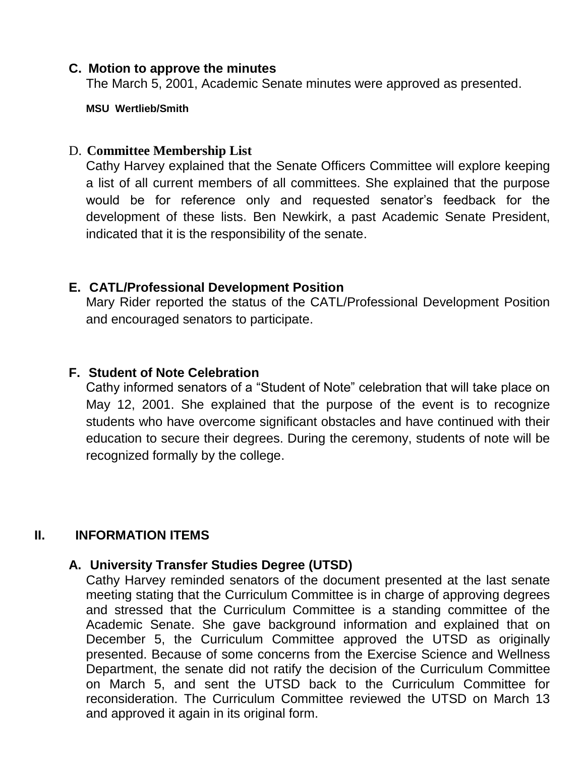**C. Motion to approve the minutes**

The March 5, 2001, Academic Senate minutes were approved as presented.

**MSU Wertlieb/Smith**

**D. Committee Membership List**

Cathy Harvey explained that the Senate Officers Committee will explore keeping a list of all current members of all committees. She explained that the purpose would be for reference only and requested senator's feedback for the development of these lists. Ben Newkirk, a past Academic Senate President, indicated that it is the responsibility of the senate.

**E. CATL/Professional Development Position**

Mary Rider reported the status of the CATL/Professional Development Position and encouraged senators to participate.

**F. Student of Note Celebration**

Cathy informed senators of a "Student of Note" celebration that will take place on May 12, 2001. She explained that the purpose of the event is to recognize students who have overcome significant obstacles and have continued with their education to secure their degrees. During the ceremony, students of note will be recognized formally by the college.

## II. INFORMATION ITEMS

**A. University Transfer Studies Degree (UTSD)**

Cathy Harvey reminded senators of the document presented at the last senate meeting stating that the Curriculum Committee is in charge of approving degrees and stressed that the Curriculum Committee is a standing committee of the Academic Senate. She gave background information and explained that on December 5, the Curriculum Committee approved the UTSD as originally presented. Because of some concerns from the Exercise Science and Wellness Department, the senate did not ratify the decision of the Curriculum Committee on March 5, and sent the UTSD back to the Curriculum Committee for reconsideration. The Curriculum Committee reviewed the UTSD on March 13 and approved it again in its original form.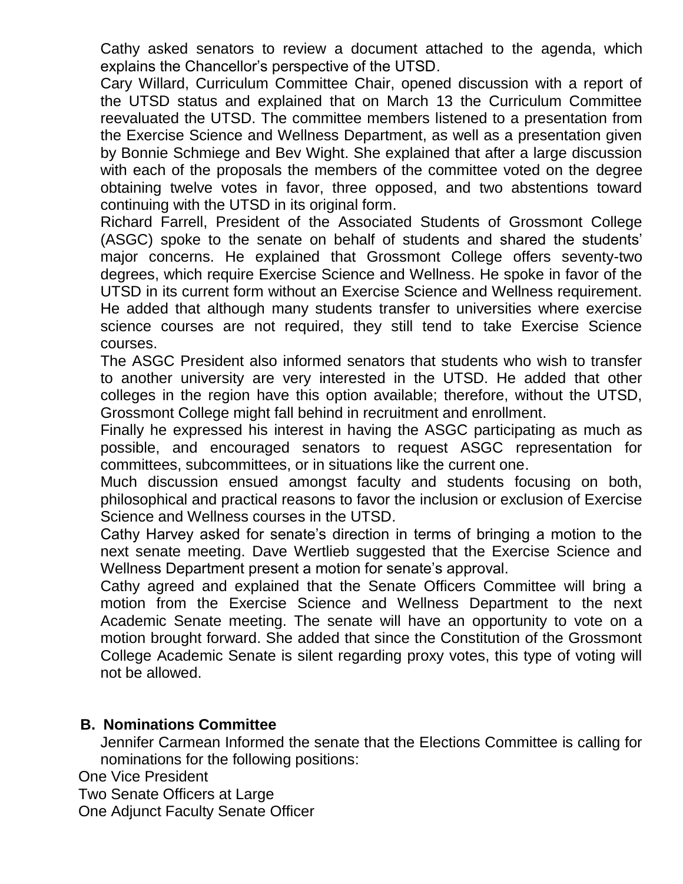Cathy asked senators to review a document attached to the agenda, which explains the Chancellor's perspective of the UTSD.

Cary Willard, Curriculum Committee Chair, opened discussion with a report of the UTSD status and explained that on March 13 the Curriculum Committee reevaluated the UTSD. The committee members listened to a presentation from the Exercise Science and Wellness Department, as well as a presentation given by Bonnie Schmiege and Bev Wight. She explained that after a large discussion with each of the proposals the members of the committee voted on the degree obtaining twelve votes in favor, three opposed, and two abstentions toward continuing with the UTSD in its original form.

Richard Farrell, President of the Associated Students of Grossmont College (ASGC) spoke to the senate on behalf of students and shared the students' major concerns. He explained that Grossmont College offers seventy-two degrees, which require Exercise Science and Wellness. He spoke in favor of the UTSD in its current form without an Exercise Science and Wellness requirement. He added that although many students transfer to universities where exercise science courses are not required, they still tend to take Exercise Science courses.

The ASGC President also informed senators that students who wish to transfer to another university are very interested in the UTSD. He added that other colleges in the region have this option available; therefore, without the UTSD, Grossmont College might fall behind in recruitment and enrollment.

Finally he expressed his interest in having the ASGC participating as much as possible, and encouraged senators to request ASGC representation for committees, subcommittees, or in situations like the current one.

Much discussion ensued amongst faculty and students focusing on both, philosophical and practical reasons to favor the inclusion or exclusion of Exercise Science and Wellness courses in the UTSD.

Cathy Harvey asked for senate's direction in terms of bringing a motion to the next senate meeting. Dave Wertlieb suggested that the Exercise Science and Wellness Department present a motion for senate's approval.

Cathy agreed and explained that the Senate Officers Committee will bring a motion from the Exercise Science and Wellness Department to the next Academic Senate meeting. The senate will have an opportunity to vote on a motion brought forward. She added that since the Constitution of the Grossmont College Academic Senate is silent regarding proxy votes, this type of voting will not be allowed.

**B. Nominations Committee**

Jennifer Carmean Informed the senate that the Elections Committee is calling for nominations for the following positions:

One Vice President
Two Senate Officers at Large
One Adjunct Faculty Senate Officer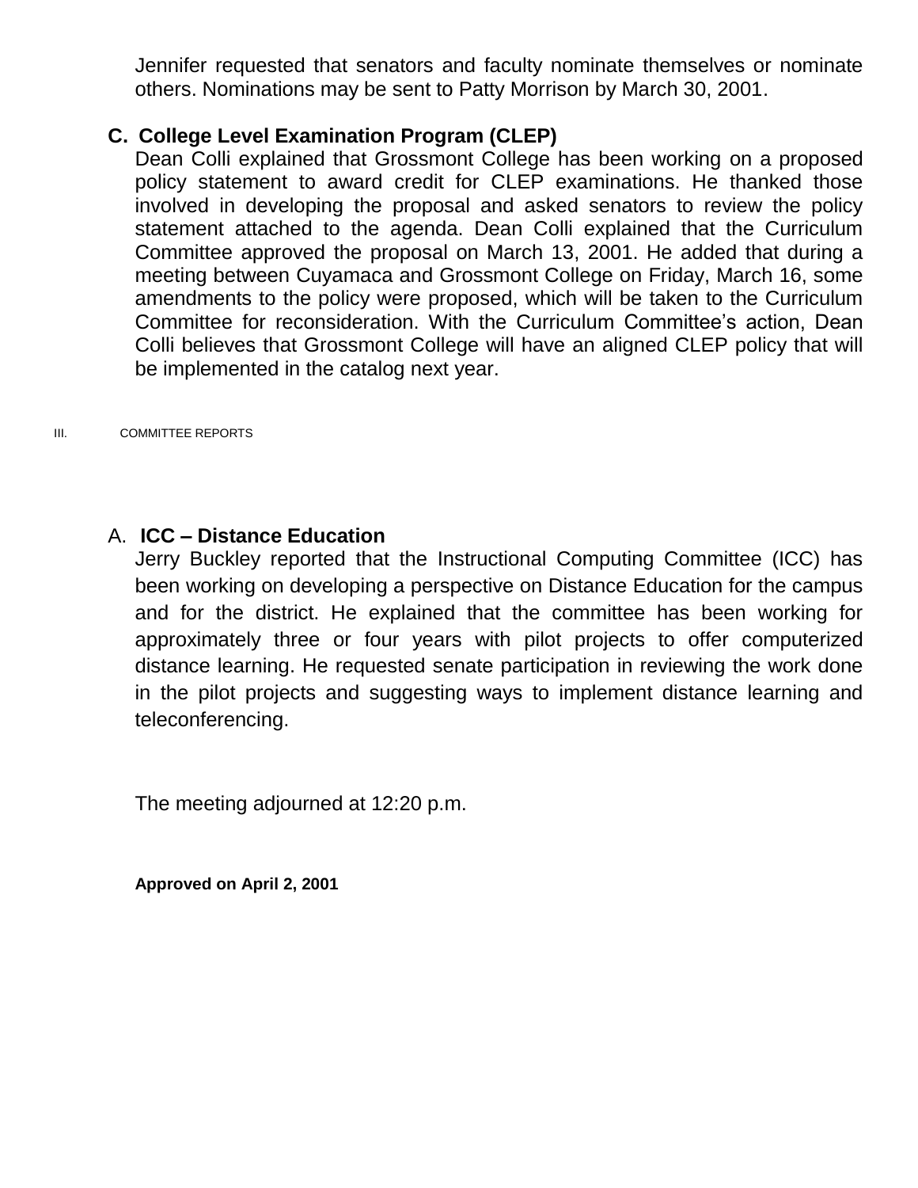Jennifer requested that senators and faculty nominate themselves or nominate others. Nominations may be sent to Patty Morrison by March 30, 2001.

**C. College Level Examination Program (CLEP)**

Dean Colli explained that Grossmont College has been working on a proposed policy statement to award credit for CLEP examinations. He thanked those involved in developing the proposal and asked senators to review the policy statement attached to the agenda. Dean Colli explained that the Curriculum Committee approved the proposal on March 13, 2001. He added that during a meeting between Cuyamaca and Grossmont College on Friday, March 16, some amendments to the policy were proposed, which will be taken to the Curriculum Committee for reconsideration. With the Curriculum Committee's action, Dean Colli believes that Grossmont College will have an aligned CLEP policy that will be implemented in the catalog next year.

III. COMMITTEE REPORTS

A. **ICC – Distance Education**

Jerry Buckley reported that the Instructional Computing Committee (ICC) has been working on developing a perspective on Distance Education for the campus and for the district. He explained that the committee has been working for approximately three or four years with pilot projects to offer computerized distance learning. He requested senate participation in reviewing the work done in the pilot projects and suggesting ways to implement distance learning and teleconferencing.

The meeting adjourned at 12:20 p.m.

**Approved on April 2, 2001**